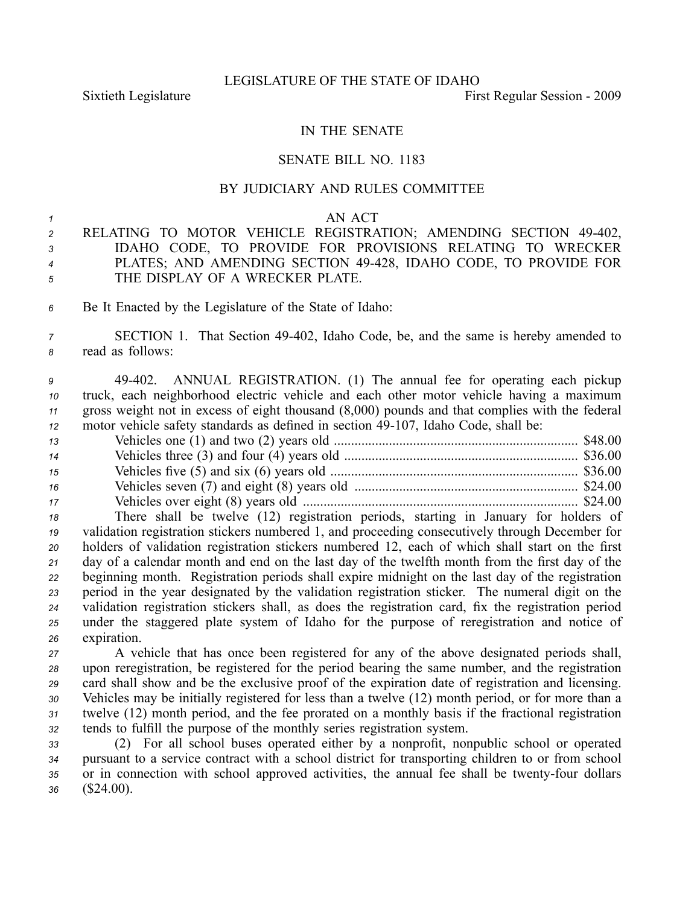LEGISLATURE OF THE STATE OF IDAHO

Sixtieth Legislature First Regular Session - 2009

# IN THE SENATE

## SENATE BILL NO. 1183

### BY JUDICIARY AND RULES COMMITTEE

AN ACT

RELATING TO MOTOR VEHICLE REGISTRATION; AMENDING SECTION 49-402, IDAHO CODE, TO PROVIDE FOR PROVISIONS RELATING TO WRECKER PLATES; AND AMENDING SECTION 49-428, IDAHO CODE, TO PROVIDE FOR THE DISPLAY OF A WRECKER PLATE.

Be It Enacted by the Legislature of the State of Idaho:

SECTION 1. That Section 49-402, Idaho Code, be, and the same is hereby amended to read as follows:

49-402. ANNUAL REGISTRATION. (1) The annual fee for operating each pickup truck, each neighborhood electric vehicle and each other motor vehicle having a maximum gross weight not in excess of eight thousand (8,000) pounds and that complies with the federal motor vehicle safety standards as defined in section 49-107, Idaho Code, shall be:

| | |
|---|---|
| Vehicles one (1) and two (2) years old | $48.00 |
| Vehicles three (3) and four (4) years old | $36.00 |
| Vehicles five (5) and six (6) years old | $36.00 |
| Vehicles seven (7) and eight (8) years old | $24.00 |
| Vehicles over eight (8) years old | $24.00 |

There shall be twelve (12) registration periods, starting in January for holders of validation registration stickers numbered 1, and proceeding consecutively through December for holders of validation registration stickers numbered 12, each of which shall start on the first day of a calendar month and end on the last day of the twelfth month from the first day of the beginning month. Registration periods shall expire midnight on the last day of the registration period in the year designated by the validation registration sticker. The numeral digit on the validation registration stickers shall, as does the registration card, fix the registration period under the staggered plate system of Idaho for the purpose of reregistration and notice of expiration.

A vehicle that has once been registered for any of the above designated periods shall, upon reregistration, be registered for the period bearing the same number, and the registration card shall show and be the exclusive proof of the expiration date of registration and licensing. Vehicles may be initially registered for less than a twelve (12) month period, or for more than a twelve (12) month period, and the fee prorated on a monthly basis if the fractional registration tends to fulfill the purpose of the monthly series registration system.

(2) For all school buses operated either by a nonprofit, nonpublic school or operated pursuant to a service contract with a school district for transporting children to or from school or in connection with school approved activities, the annual fee shall be twenty-four dollars ($24.00).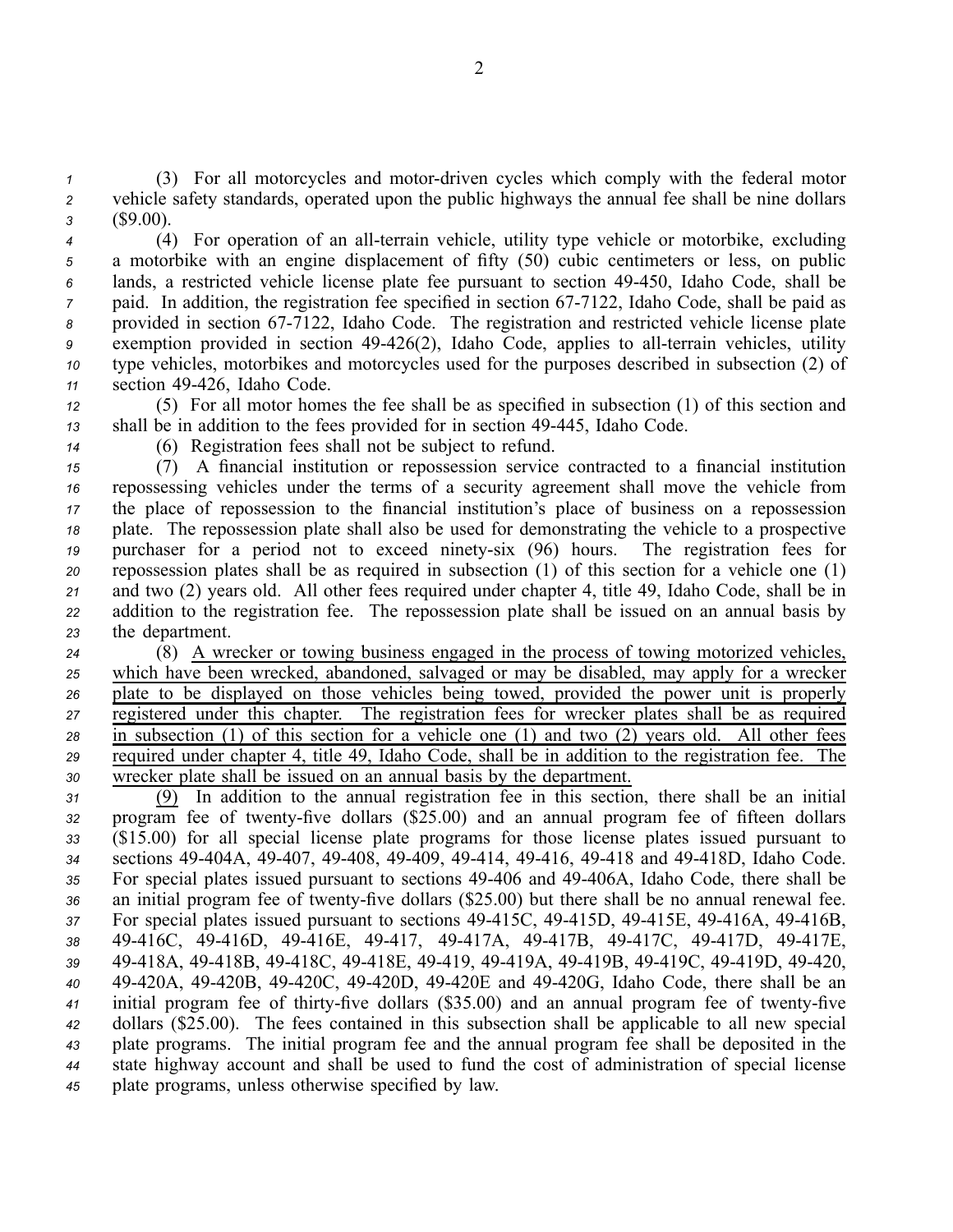(3) For all motorcycles and motor-driven cycles which comply with the federal motor vehicle safety standards, operated upon the public highways the annual fee shall be nine dollars ($9.00).

(4) For operation of an all-terrain vehicle, utility type vehicle or motorbike, excluding a motorbike with an engine displacement of fifty (50) cubic centimeters or less, on public lands, a restricted vehicle license plate fee pursuant to section 49-450, Idaho Code, shall be paid. In addition, the registration fee specified in section 67-7122, Idaho Code, shall be paid as provided in section 67-7122, Idaho Code. The registration and restricted vehicle license plate exemption provided in section 49-426(2), Idaho Code, applies to all-terrain vehicles, utility type vehicles, motorbikes and motorcycles used for the purposes described in subsection (2) of section 49-426, Idaho Code.

(5) For all motor homes the fee shall be as specified in subsection (1) of this section and shall be in addition to the fees provided for in section 49-445, Idaho Code.

(6) Registration fees shall not be subject to refund.

(7) A financial institution or repossession service contracted to a financial institution repossessing vehicles under the terms of a security agreement shall move the vehicle from the place of repossession to the financial institution's place of business on a repossession plate. The repossession plate shall also be used for demonstrating the vehicle to a prospective purchaser for a period not to exceed ninety-six (96) hours. The registration fees for repossession plates shall be as required in subsection (1) of this section for a vehicle one (1) and two (2) years old. All other fees required under chapter 4, title 49, Idaho Code, shall be in addition to the registration fee. The repossession plate shall be issued on an annual basis by the department.

(8) A wrecker or towing business engaged in the process of towing motorized vehicles, which have been wrecked, abandoned, salvaged or may be disabled, may apply for a wrecker plate to be displayed on those vehicles being towed, provided the power unit is properly registered under this chapter. The registration fees for wrecker plates shall be as required in subsection (1) of this section for a vehicle one (1) and two (2) years old. All other fees required under chapter 4, title 49, Idaho Code, shall be in addition to the registration fee. The wrecker plate shall be issued on an annual basis by the department.

(9) In addition to the annual registration fee in this section, there shall be an initial program fee of twenty-five dollars ($25.00) and an annual program fee of fifteen dollars ($15.00) for all special license plate programs for those license plates issued pursuant to sections 49-404A, 49-407, 49-408, 49-409, 49-414, 49-416, 49-418 and 49-418D, Idaho Code. For special plates issued pursuant to sections 49-406 and 49-406A, Idaho Code, there shall be an initial program fee of twenty-five dollars ($25.00) but there shall be no annual renewal fee. For special plates issued pursuant to sections 49-415C, 49-415D, 49-415E, 49-416A, 49-416B, 49-416C, 49-416D, 49-416E, 49-417, 49-417A, 49-417B, 49-417C, 49-417D, 49-417E, 49-418A, 49-418B, 49-418C, 49-418E, 49-419, 49-419A, 49-419B, 49-419C, 49-419D, 49-420, 49-420A, 49-420B, 49-420C, 49-420D, 49-420E and 49-420G, Idaho Code, there shall be an initial program fee of thirty-five dollars ($35.00) and an annual program fee of twenty-five dollars ($25.00). The fees contained in this subsection shall be applicable to all new special plate programs. The initial program fee and the annual program fee shall be deposited in the state highway account and shall be used to fund the cost of administration of special license plate programs, unless otherwise specified by law.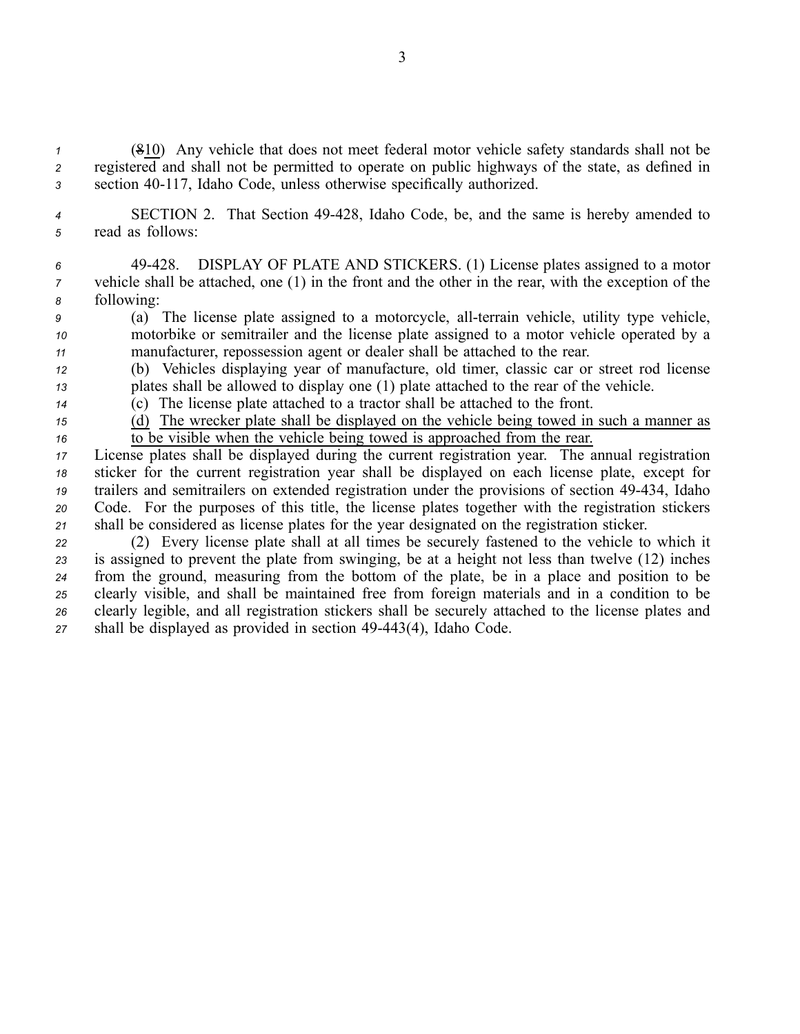(~~8~~10) Any vehicle that does not meet federal motor vehicle safety standards shall not be registered and shall not be permitted to operate on public highways of the state, as defined in section 40-117, Idaho Code, unless otherwise specifically authorized.

SECTION 2. That Section 49-428, Idaho Code, be, and the same is hereby amended to read as follows:

49-428. DISPLAY OF PLATE AND STICKERS. (1) License plates assigned to a motor vehicle shall be attached, one (1) in the front and the other in the rear, with the exception of the following:

(a) The license plate assigned to a motorcycle, all-terrain vehicle, utility type vehicle, motorbike or semitrailer and the license plate assigned to a motor vehicle operated by a manufacturer, repossession agent or dealer shall be attached to the rear.

(b) Vehicles displaying year of manufacture, old timer, classic car or street rod license plates shall be allowed to display one (1) plate attached to the rear of the vehicle.

(c) The license plate attached to a tractor shall be attached to the front.

<u>(d) The wrecker plate shall be displayed on the vehicle being towed in such a manner as to be visible when the vehicle being towed is approached from the rear.</u>

License plates shall be displayed during the current registration year. The annual registration sticker for the current registration year shall be displayed on each license plate, except for trailers and semitrailers on extended registration under the provisions of section 49-434, Idaho Code. For the purposes of this title, the license plates together with the registration stickers shall be considered as license plates for the year designated on the registration sticker.

(2) Every license plate shall at all times be securely fastened to the vehicle to which it is assigned to prevent the plate from swinging, be at a height not less than twelve (12) inches from the ground, measuring from the bottom of the plate, be in a place and position to be clearly visible, and shall be maintained free from foreign materials and in a condition to be clearly legible, and all registration stickers shall be securely attached to the license plates and shall be displayed as provided in section 49-443(4), Idaho Code.